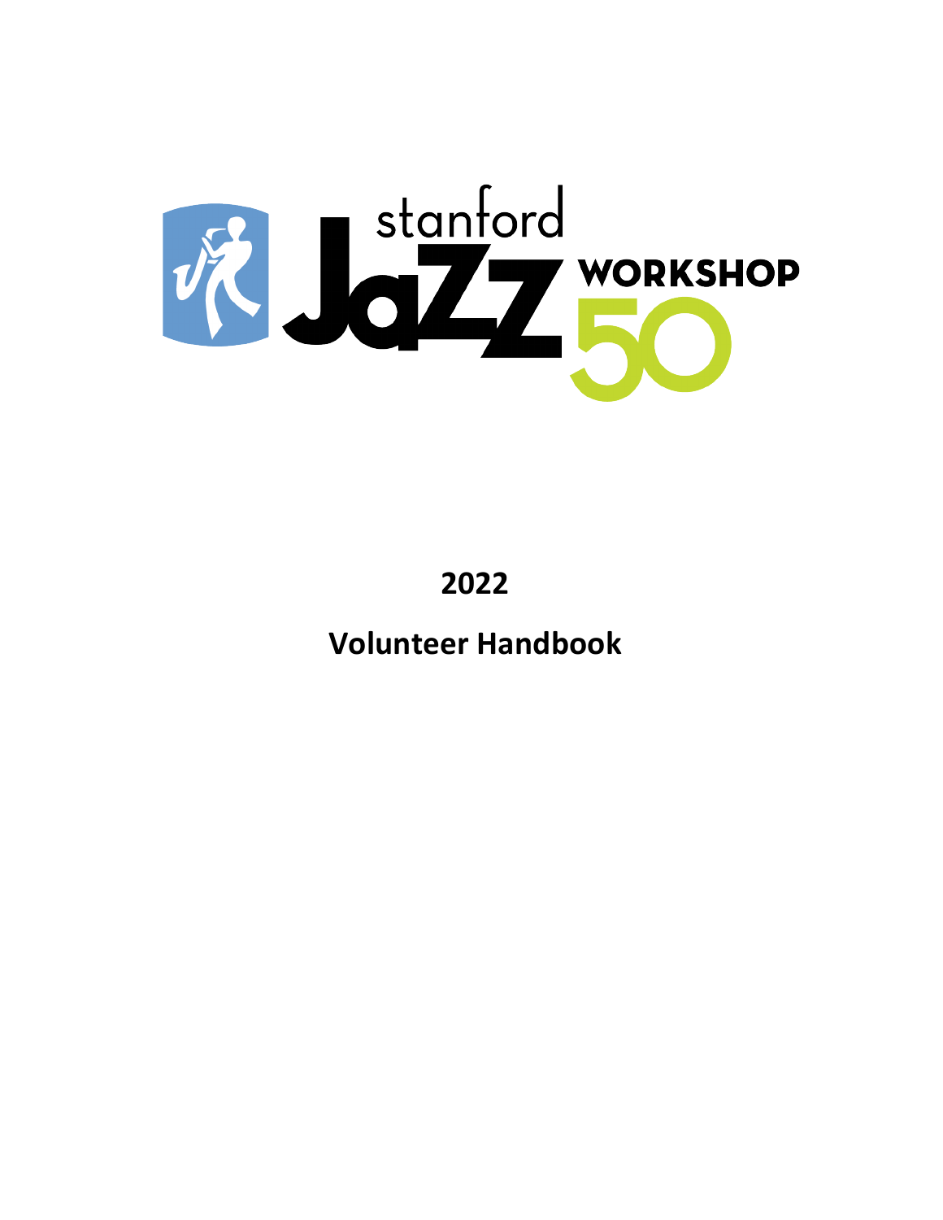stanford JaZZ WORKSHOP 50

# 2022

# Volunteer Handbook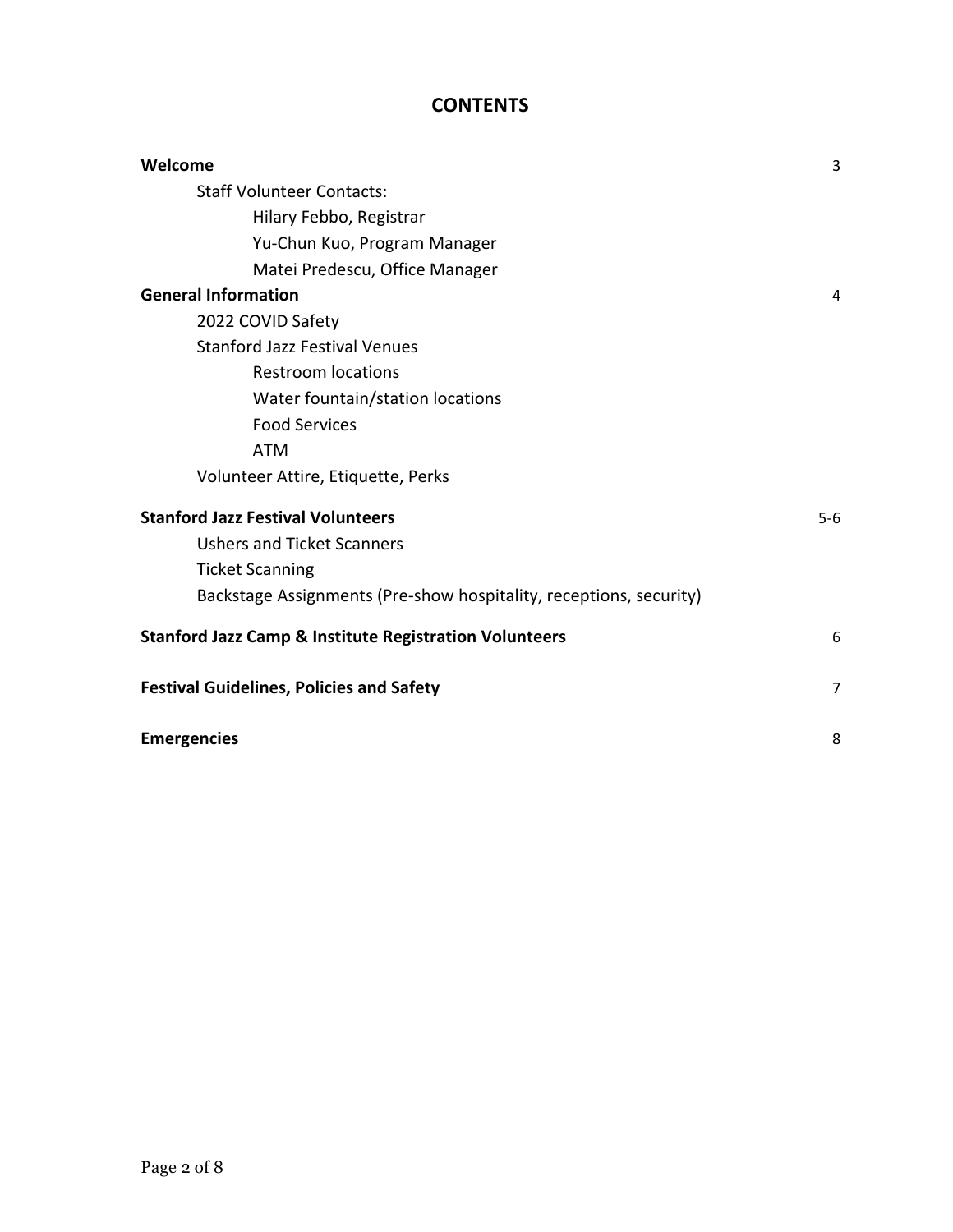# CONTENTS

| | |
|---|---|
| **Welcome** | 3 |
| Staff Volunteer Contacts: | |
| Hilary Febbo, Registrar | |
| Yu-Chun Kuo, Program Manager | |
| Matei Predescu, Office Manager | |
| **General Information** | 4 |
| 2022 COVID Safety | |
| Stanford Jazz Festival Venues | |
| Restroom locations | |
| Water fountain/station locations | |
| Food Services | |
| ATM | |
| Volunteer Attire, Etiquette, Perks | |
| **Stanford Jazz Festival Volunteers** | 5-6 |
| Ushers and Ticket Scanners | |
| Ticket Scanning | |
| Backstage Assignments (Pre-show hospitality, receptions, security) | |
| **Stanford Jazz Camp & Institute Registration Volunteers** | 6 |
| **Festival Guidelines, Policies and Safety** | 7 |
| **Emergencies** | 8 |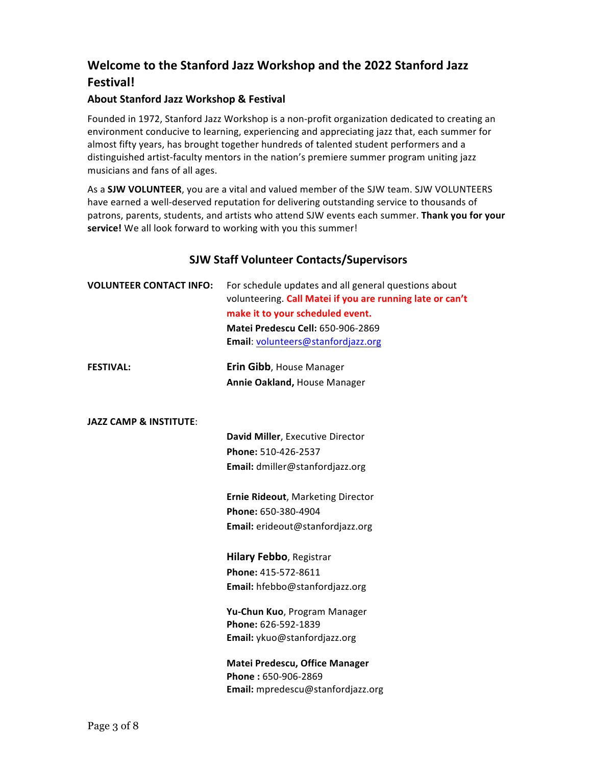# Welcome to the Stanford Jazz Workshop and the 2022 Stanford Jazz Festival!

## About Stanford Jazz Workshop & Festival

Founded in 1972, Stanford Jazz Workshop is a non-profit organization dedicated to creating an environment conducive to learning, experiencing and appreciating jazz that, each summer for almost fifty years, has brought together hundreds of talented student performers and a distinguished artist-faculty mentors in the nation's premiere summer program uniting jazz musicians and fans of all ages.

As a **SJW VOLUNTEER**, you are a vital and valued member of the SJW team. SJW VOLUNTEERS have earned a well-deserved reputation for delivering outstanding service to thousands of patrons, parents, students, and artists who attend SJW events each summer. **Thank you for your service!** We all look forward to working with you this summer!

## SJW Staff Volunteer Contacts/Supervisors

**VOLUNTEER CONTACT INFO:**

For schedule updates and all general questions about volunteering. **Call Matei if you are running late or can't make it to your scheduled event.**

**Matei Predescu Cell:** 650-906-2869
**Email**: volunteers@stanfordjazz.org

**FESTIVAL:**

**Erin Gibb**, House Manager
**Annie Oakland,** House Manager

**JAZZ CAMP & INSTITUTE**:

**David Miller**, Executive Director
**Phone:** 510-426-2537
**Email:** dmiller@stanfordjazz.org

**Ernie Rideout**, Marketing Director
**Phone:** 650-380-4904
**Email:** erideout@stanfordjazz.org

**Hilary Febbo**, Registrar
**Phone:** 415-572-8611
**Email:** hfebbo@stanfordjazz.org

**Yu-Chun Kuo**, Program Manager
**Phone:** 626-592-1839
**Email:** ykuo@stanfordjazz.org

**Matei Predescu, Office Manager**
**Phone :** 650-906-2869
**Email:** mpredescu@stanfordjazz.org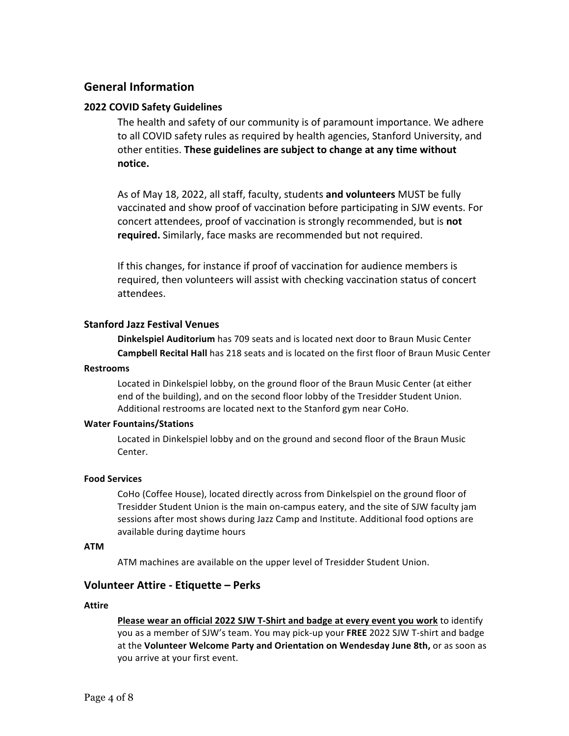## General Information

### 2022 COVID Safety Guidelines

The health and safety of our community is of paramount importance. We adhere to all COVID safety rules as required by health agencies, Stanford University, and other entities. **These guidelines are subject to change at any time without notice.**

As of May 18, 2022, all staff, faculty, students **and volunteers** MUST be fully vaccinated and show proof of vaccination before participating in SJW events. For concert attendees, proof of vaccination is strongly recommended, but is **not required.** Similarly, face masks are recommended but not required.

If this changes, for instance if proof of vaccination for audience members is required, then volunteers will assist with checking vaccination status of concert attendees.

### Stanford Jazz Festival Venues

**Dinkelspiel Auditorium** has 709 seats and is located next door to Braun Music Center

**Campbell Recital Hall** has 218 seats and is located on the first floor of Braun Music Center

#### Restrooms

Located in Dinkelspiel lobby, on the ground floor of the Braun Music Center (at either end of the building), and on the second floor lobby of the Tresidder Student Union. Additional restrooms are located next to the Stanford gym near CoHo.

#### Water Fountains/Stations

Located in Dinkelspiel lobby and on the ground and second floor of the Braun Music Center.

#### Food Services

CoHo (Coffee House), located directly across from Dinkelspiel on the ground floor of Tresidder Student Union is the main on-campus eatery, and the site of SJW faculty jam sessions after most shows during Jazz Camp and Institute. Additional food options are available during daytime hours

#### ATM

ATM machines are available on the upper level of Tresidder Student Union.

## Volunteer Attire - Etiquette – Perks

#### Attire

**Please wear an official 2022 SJW T-Shirt and badge at every event you work** to identify you as a member of SJW's team. You may pick-up your **FREE** 2022 SJW T-shirt and badge at the **Volunteer Welcome Party and Orientation on Wendesday June 8th,** or as soon as you arrive at your first event.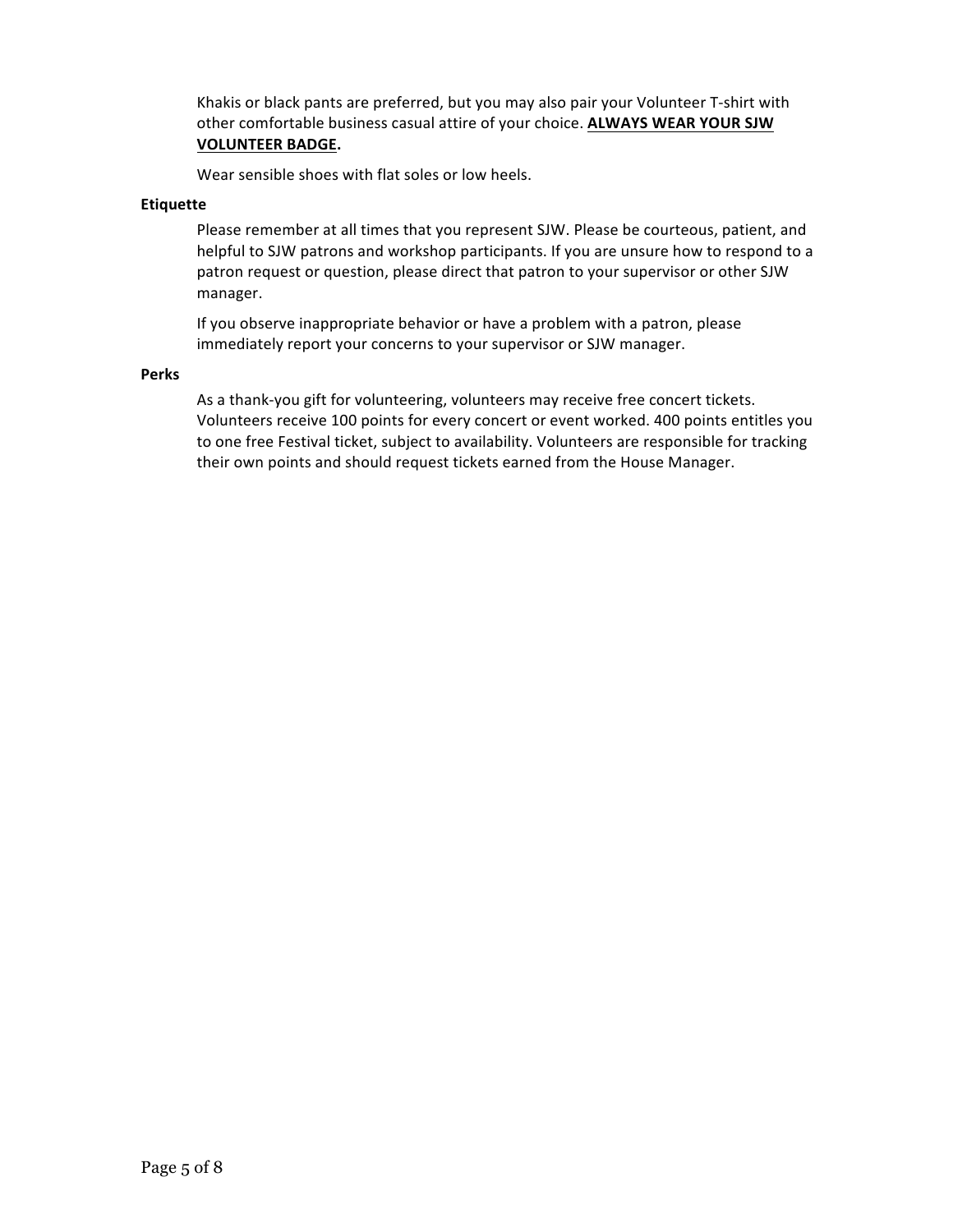Khakis or black pants are preferred, but you may also pair your Volunteer T-shirt with other comfortable business casual attire of your choice. **ALWAYS WEAR YOUR SJW VOLUNTEER BADGE.**

Wear sensible shoes with flat soles or low heels.

**Etiquette**

Please remember at all times that you represent SJW. Please be courteous, patient, and helpful to SJW patrons and workshop participants. If you are unsure how to respond to a patron request or question, please direct that patron to your supervisor or other SJW manager.

If you observe inappropriate behavior or have a problem with a patron, please immediately report your concerns to your supervisor or SJW manager.

**Perks**

As a thank-you gift for volunteering, volunteers may receive free concert tickets. Volunteers receive 100 points for every concert or event worked. 400 points entitles you to one free Festival ticket, subject to availability. Volunteers are responsible for tracking their own points and should request tickets earned from the House Manager.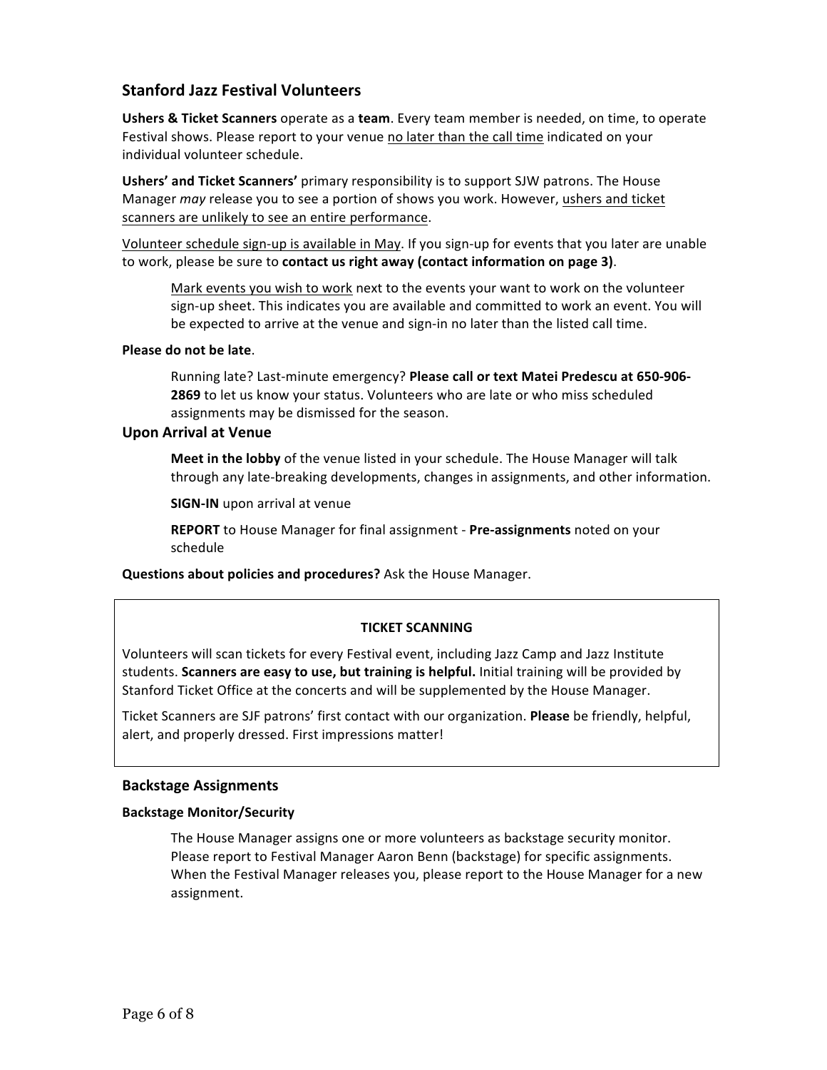## Stanford Jazz Festival Volunteers

**Ushers & Ticket Scanners** operate as a **team**. Every team member is needed, on time, to operate Festival shows. Please report to your venue <u>no later than the call time</u> indicated on your individual volunteer schedule.

**Ushers' and Ticket Scanners'** primary responsibility is to support SJW patrons. The House Manager *may* release you to see a portion of shows you work. However, <u>ushers and ticket scanners are unlikely to see an entire performance</u>.

<u>Volunteer schedule sign-up is available in May</u>. If you sign-up for events that you later are unable to work, please be sure to **contact us right away (contact information on page 3)**.

> <u>Mark events you wish to work</u> next to the events your want to work on the volunteer sign-up sheet. This indicates you are available and committed to work an event. You will be expected to arrive at the venue and sign-in no later than the listed call time.

**Please do not be late**.

> Running late? Last-minute emergency? **Please call or text Matei Predescu at 650-906-2869** to let us know your status. Volunteers who are late or who miss scheduled assignments may be dismissed for the season.

## Upon Arrival at Venue

> **Meet in the lobby** of the venue listed in your schedule. The House Manager will talk through any late-breaking developments, changes in assignments, and other information.
>
> **SIGN-IN** upon arrival at venue
>
> **REPORT** to House Manager for final assignment - **Pre-assignments** noted on your schedule

**Questions about policies and procedures?** Ask the House Manager.

**TICKET SCANNING**

Volunteers will scan tickets for every Festival event, including Jazz Camp and Jazz Institute students. **Scanners are easy to use, but training is helpful.** Initial training will be provided by Stanford Ticket Office at the concerts and will be supplemented by the House Manager.

Ticket Scanners are SJF patrons' first contact with our organization. **Please** be friendly, helpful, alert, and properly dressed. First impressions matter!

## Backstage Assignments

### Backstage Monitor/Security

> The House Manager assigns one or more volunteers as backstage security monitor. Please report to Festival Manager Aaron Benn (backstage) for specific assignments. When the Festival Manager releases you, please report to the House Manager for a new assignment.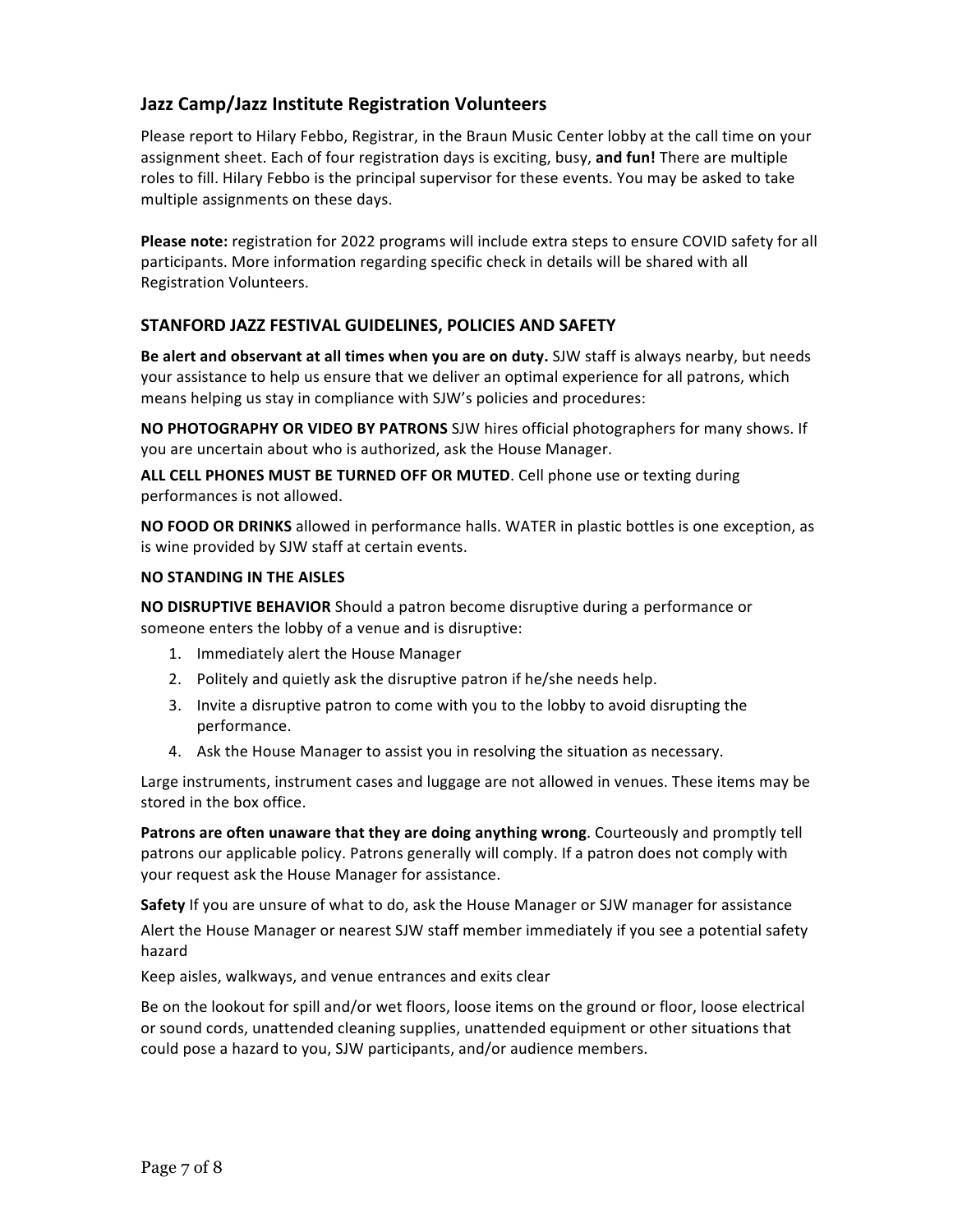### Jazz Camp/Jazz Institute Registration Volunteers

Please report to Hilary Febbo, Registrar, in the Braun Music Center lobby at the call time on your assignment sheet. Each of four registration days is exciting, busy, **and fun!** There are multiple roles to fill. Hilary Febbo is the principal supervisor for these events. You may be asked to take multiple assignments on these days.

**Please note:** registration for 2022 programs will include extra steps to ensure COVID safety for all participants. More information regarding specific check in details will be shared with all Registration Volunteers.

### STANFORD JAZZ FESTIVAL GUIDELINES, POLICIES AND SAFETY

**Be alert and observant at all times when you are on duty.** SJW staff is always nearby, but needs your assistance to help us ensure that we deliver an optimal experience for all patrons, which means helping us stay in compliance with SJW's policies and procedures:

**NO PHOTOGRAPHY OR VIDEO BY PATRONS** SJW hires official photographers for many shows. If you are uncertain about who is authorized, ask the House Manager.

**ALL CELL PHONES MUST BE TURNED OFF OR MUTED**. Cell phone use or texting during performances is not allowed.

**NO FOOD OR DRINKS** allowed in performance halls. WATER in plastic bottles is one exception, as is wine provided by SJW staff at certain events.

**NO STANDING IN THE AISLES**

**NO DISRUPTIVE BEHAVIOR** Should a patron become disruptive during a performance or someone enters the lobby of a venue and is disruptive:

1. Immediately alert the House Manager
2. Politely and quietly ask the disruptive patron if he/she needs help.
3. Invite a disruptive patron to come with you to the lobby to avoid disrupting the performance.
4. Ask the House Manager to assist you in resolving the situation as necessary.

Large instruments, instrument cases and luggage are not allowed in venues. These items may be stored in the box office.

**Patrons are often unaware that they are doing anything wrong**. Courteously and promptly tell patrons our applicable policy. Patrons generally will comply. If a patron does not comply with your request ask the House Manager for assistance.

**Safety** If you are unsure of what to do, ask the House Manager or SJW manager for assistance

Alert the House Manager or nearest SJW staff member immediately if you see a potential safety hazard

Keep aisles, walkways, and venue entrances and exits clear

Be on the lookout for spill and/or wet floors, loose items on the ground or floor, loose electrical or sound cords, unattended cleaning supplies, unattended equipment or other situations that could pose a hazard to you, SJW participants, and/or audience members.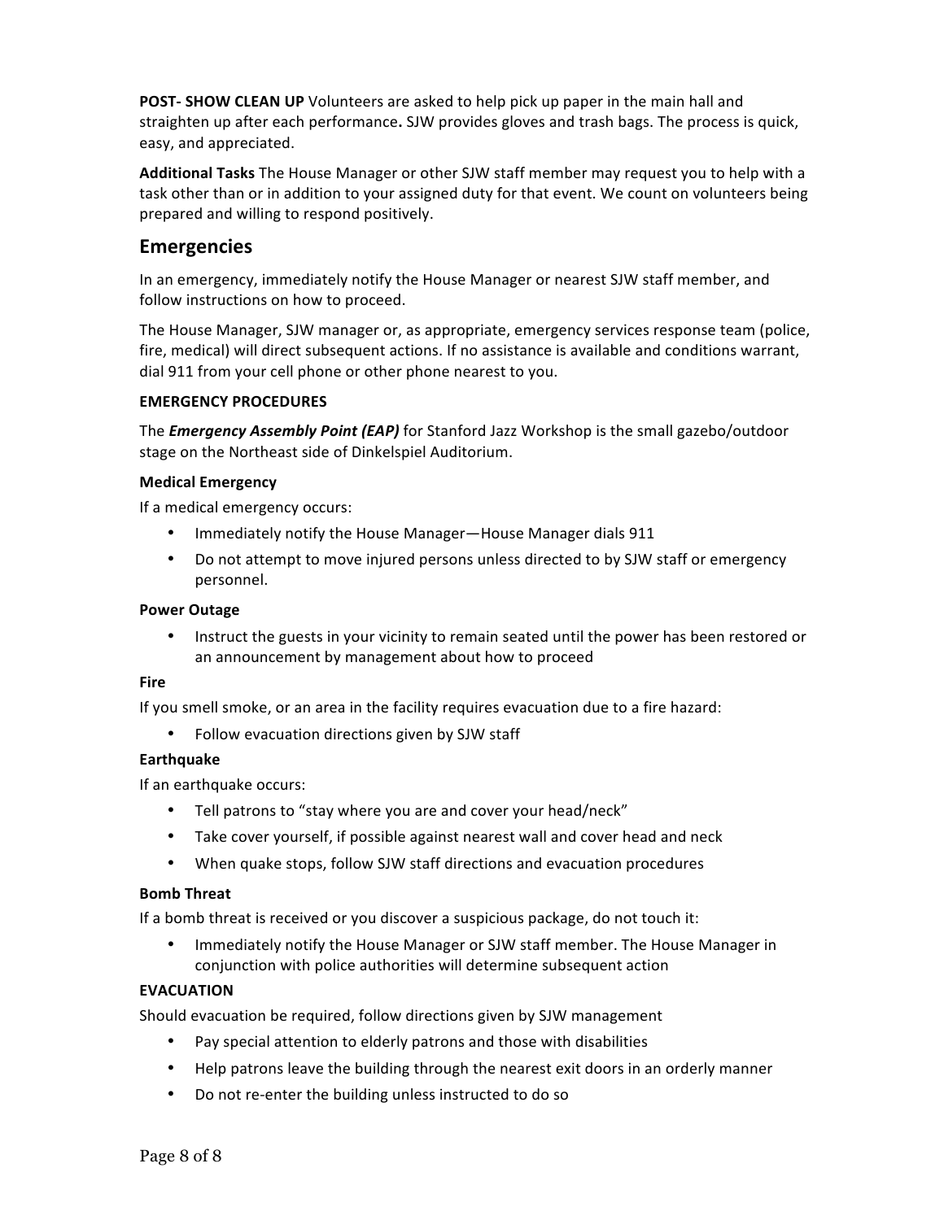**POST- SHOW CLEAN UP** Volunteers are asked to help pick up paper in the main hall and straighten up after each performance**.** SJW provides gloves and trash bags. The process is quick, easy, and appreciated.

**Additional Tasks** The House Manager or other SJW staff member may request you to help with a task other than or in addition to your assigned duty for that event. We count on volunteers being prepared and willing to respond positively.

## Emergencies

In an emergency, immediately notify the House Manager or nearest SJW staff member, and follow instructions on how to proceed.

The House Manager, SJW manager or, as appropriate, emergency services response team (police, fire, medical) will direct subsequent actions. If no assistance is available and conditions warrant, dial 911 from your cell phone or other phone nearest to you.

**EMERGENCY PROCEDURES**

The ***Emergency Assembly Point (EAP)*** for Stanford Jazz Workshop is the small gazebo/outdoor stage on the Northeast side of Dinkelspiel Auditorium.

**Medical Emergency**

If a medical emergency occurs:

- Immediately notify the House Manager—House Manager dials 911
- Do not attempt to move injured persons unless directed to by SJW staff or emergency personnel.

**Power Outage**

- Instruct the guests in your vicinity to remain seated until the power has been restored or an announcement by management about how to proceed

**Fire**

If you smell smoke, or an area in the facility requires evacuation due to a fire hazard:

- Follow evacuation directions given by SJW staff

**Earthquake**

If an earthquake occurs:

- Tell patrons to "stay where you are and cover your head/neck"
- Take cover yourself, if possible against nearest wall and cover head and neck
- When quake stops, follow SJW staff directions and evacuation procedures

**Bomb Threat**

If a bomb threat is received or you discover a suspicious package, do not touch it:

- Immediately notify the House Manager or SJW staff member. The House Manager in conjunction with police authorities will determine subsequent action

**EVACUATION**

Should evacuation be required, follow directions given by SJW management

- Pay special attention to elderly patrons and those with disabilities
- Help patrons leave the building through the nearest exit doors in an orderly manner
- Do not re-enter the building unless instructed to do so